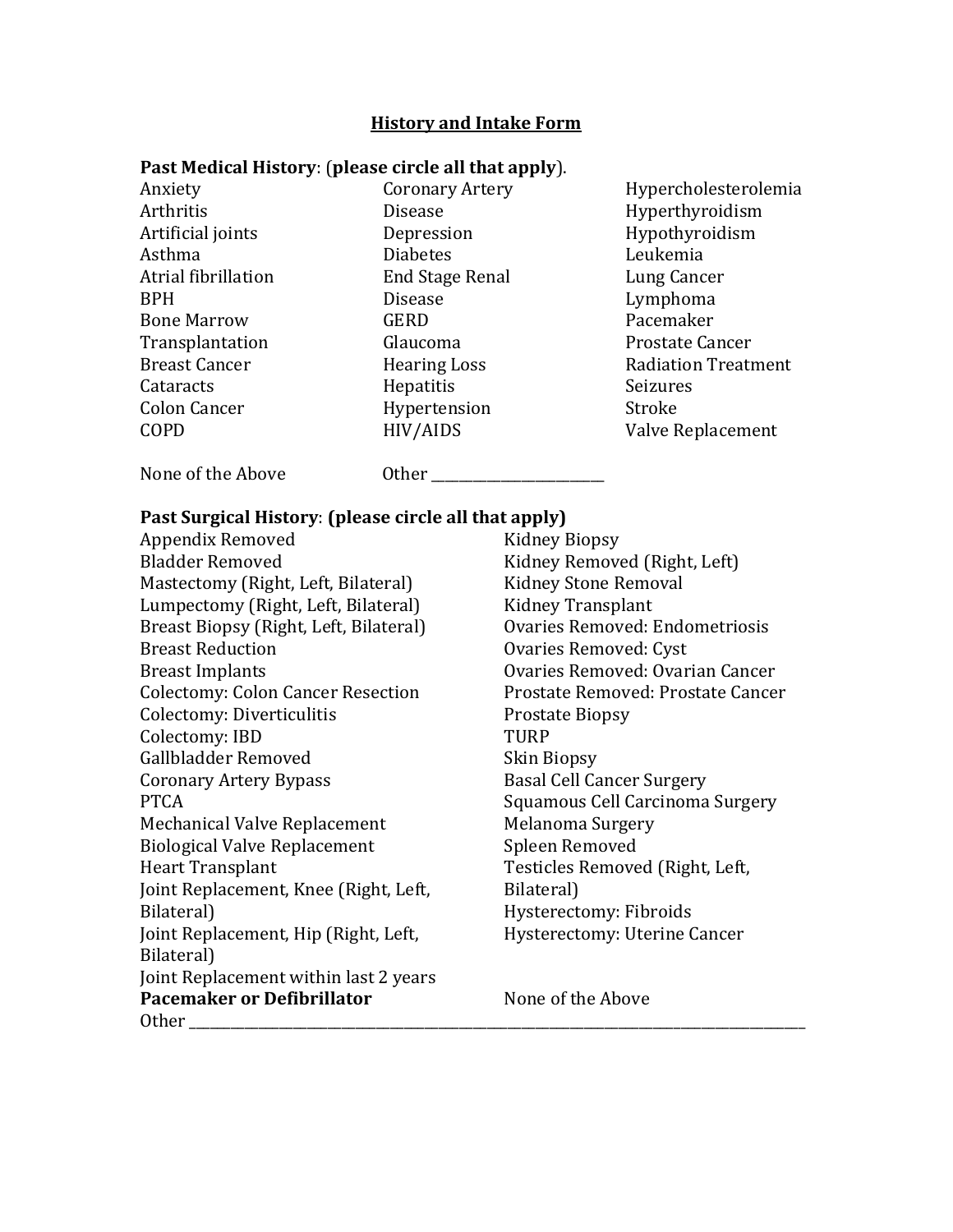## History and Intake Form

**Past Medical History**: (**please circle all that apply**).

Anxiety
Arthritis
Artificial joints
Asthma
Atrial fibrillation
BPH
Bone Marrow Transplantation
Breast Cancer
Cataracts
Colon Cancer
COPD
Coronary Artery Disease
Depression
Diabetes
End Stage Renal Disease
GERD
Glaucoma
Hearing Loss
Hepatitis
Hypertension
HIV/AIDS
Hypercholesterolemia
Hyperthyroidism
Hypothyroidism
Leukemia
Lung Cancer
Lymphoma
Pacemaker
Prostate Cancer
Radiation Treatment
Seizures
Stroke
Valve Replacement

None of the Above

Other ________________________

**Past Surgical History**: **(please circle all that apply)**

Appendix Removed
Bladder Removed
Mastectomy (Right, Left, Bilateral)
Lumpectomy (Right, Left, Bilateral)
Breast Biopsy (Right, Left, Bilateral)
Breast Reduction
Breast Implants
Colectomy: Colon Cancer Resection
Colectomy: Diverticulitis
Colectomy: IBD
Gallbladder Removed
Coronary Artery Bypass
PTCA
Mechanical Valve Replacement
Biological Valve Replacement
Heart Transplant
Joint Replacement, Knee (Right, Left, Bilateral)
Joint Replacement, Hip (Right, Left, Bilateral)
Joint Replacement within last 2 years
**Pacemaker or Defibrillator**
Kidney Biopsy
Kidney Removed (Right, Left)
Kidney Stone Removal
Kidney Transplant
Ovaries Removed: Endometriosis
Ovaries Removed: Cyst
Ovaries Removed: Ovarian Cancer
Prostate Removed: Prostate Cancer
Prostate Biopsy
TURP
Skin Biopsy
Basal Cell Cancer Surgery
Squamous Cell Carcinoma Surgery
Melanoma Surgery
Spleen Removed
Testicles Removed (Right, Left, Bilateral)
Hysterectomy: Fibroids
Hysterectomy: Uterine Cancer
None of the Above

Other ______________________________________________________________________________________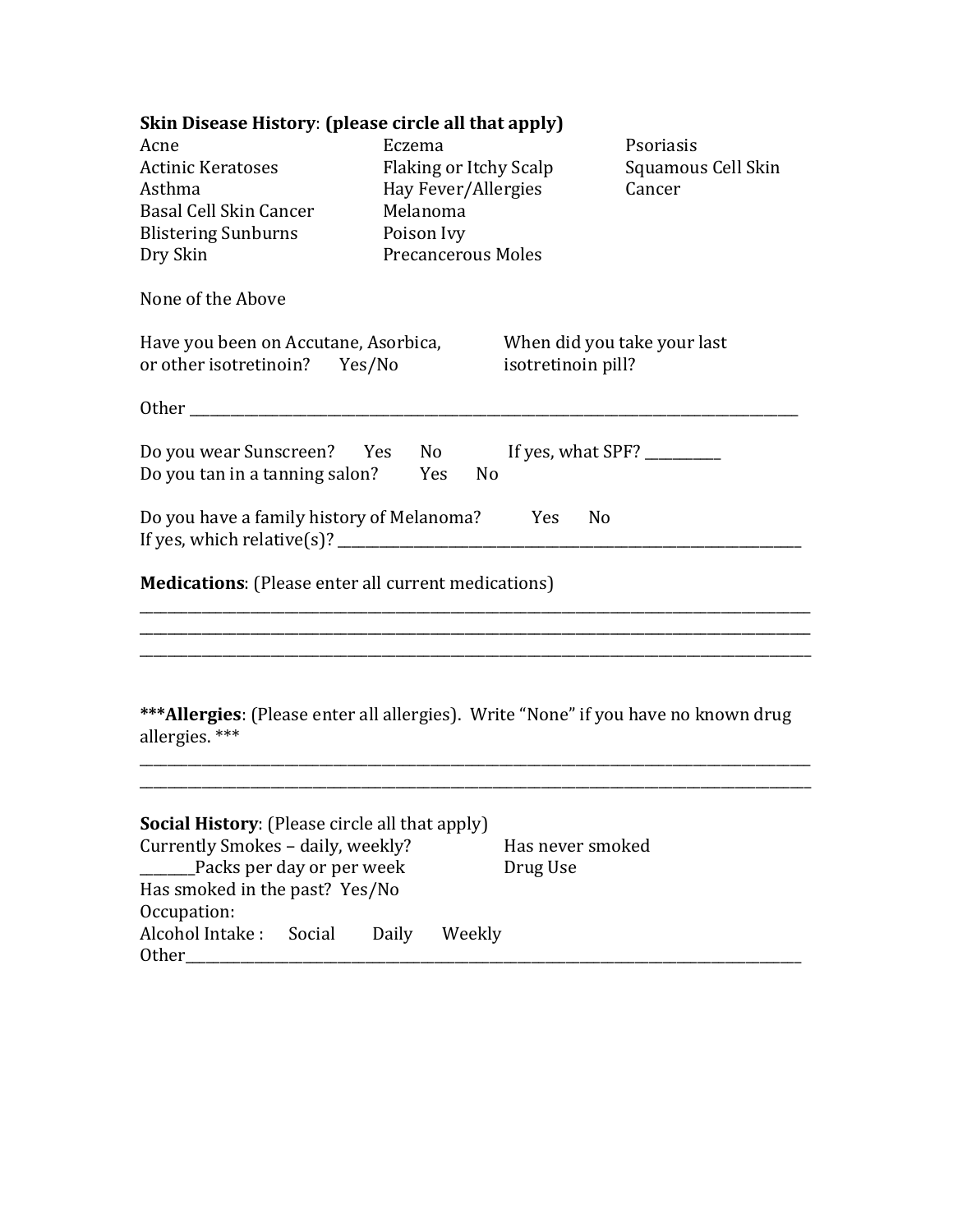**Skin Disease History**: **(please circle all that apply)**

Acne
Actinic Keratoses
Asthma
Basal Cell Skin Cancer
Blistering Sunburns
Dry Skin
Eczema
Flaking or Itchy Scalp
Hay Fever/Allergies
Melanoma
Poison Ivy
Precancerous Moles
Psoriasis
Squamous Cell Skin Cancer

None of the Above

Have you been on Accutane, Asorbica, or other isotretinoin? Yes/No

When did you take your last isotretinoin pill?

Other ________________________________________________________________________________________

Do you wear Sunscreen? Yes No If yes, what SPF? __________

Do you tan in a tanning salon? Yes No

Do you have a family history of Melanoma? Yes No

If yes, which relative(s)? _____________________________________________________________________

**Medications**: (Please enter all current medications)

______________________________________________________________________________________________
______________________________________________________________________________________________
______________________________________________________________________________________________

**\*\*\*Allergies**: (Please enter all allergies). Write "None" if you have no known drug allergies. \*\*\*

______________________________________________________________________________________________
______________________________________________________________________________________________

**Social History**: (Please circle all that apply)

Currently Smokes – daily, weekly?
_______Packs per day or per week
Has smoked in the past? Yes/No
Occupation:
Alcohol Intake : Social Daily Weekly
Other__________________________________________________________________________________________

Has never smoked
Drug Use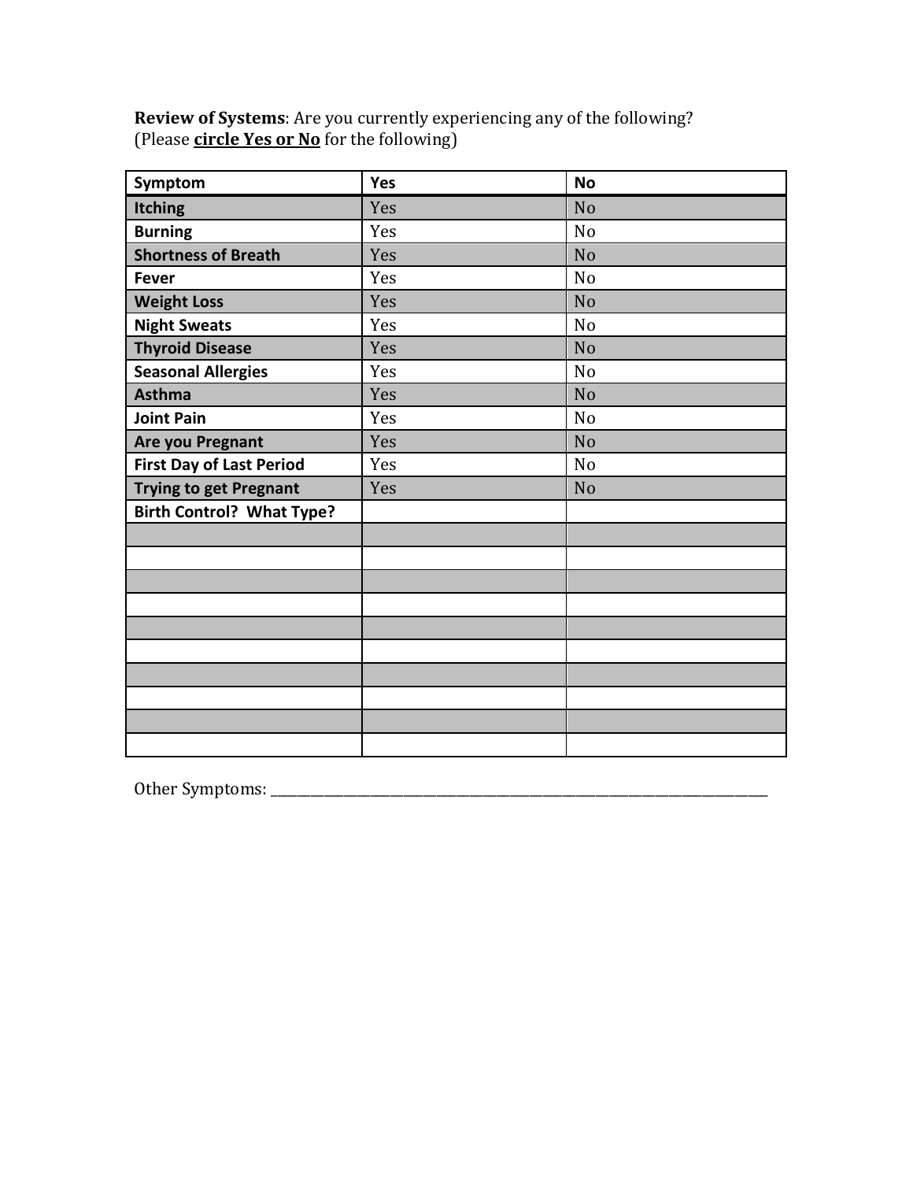**Review of Systems**: Are you currently experiencing any of the following?
(Please **circle Yes or No** for the following)

| Symptom | Yes | No |
|---|---|---|
| **Itching** | Yes | No |
| **Burning** | Yes | No |
| **Shortness of Breath** | Yes | No |
| **Fever** | Yes | No |
| **Weight Loss** | Yes | No |
| **Night Sweats** | Yes | No |
| **Thyroid Disease** | Yes | No |
| **Seasonal Allergies** | Yes | No |
| **Asthma** | Yes | No |
| **Joint Pain** | Yes | No |
| **Are you Pregnant** | Yes | No |
| **First Day of Last Period** | Yes | No |
| **Trying to get Pregnant** | Yes | No |
| **Birth Control? What Type?** | | |
| | | |
| | | |
| | | |
| | | |
| | | |
| | | |
| | | |
| | | |
| | | |
| | | |

Other Symptoms: ___________________________________________________________________________